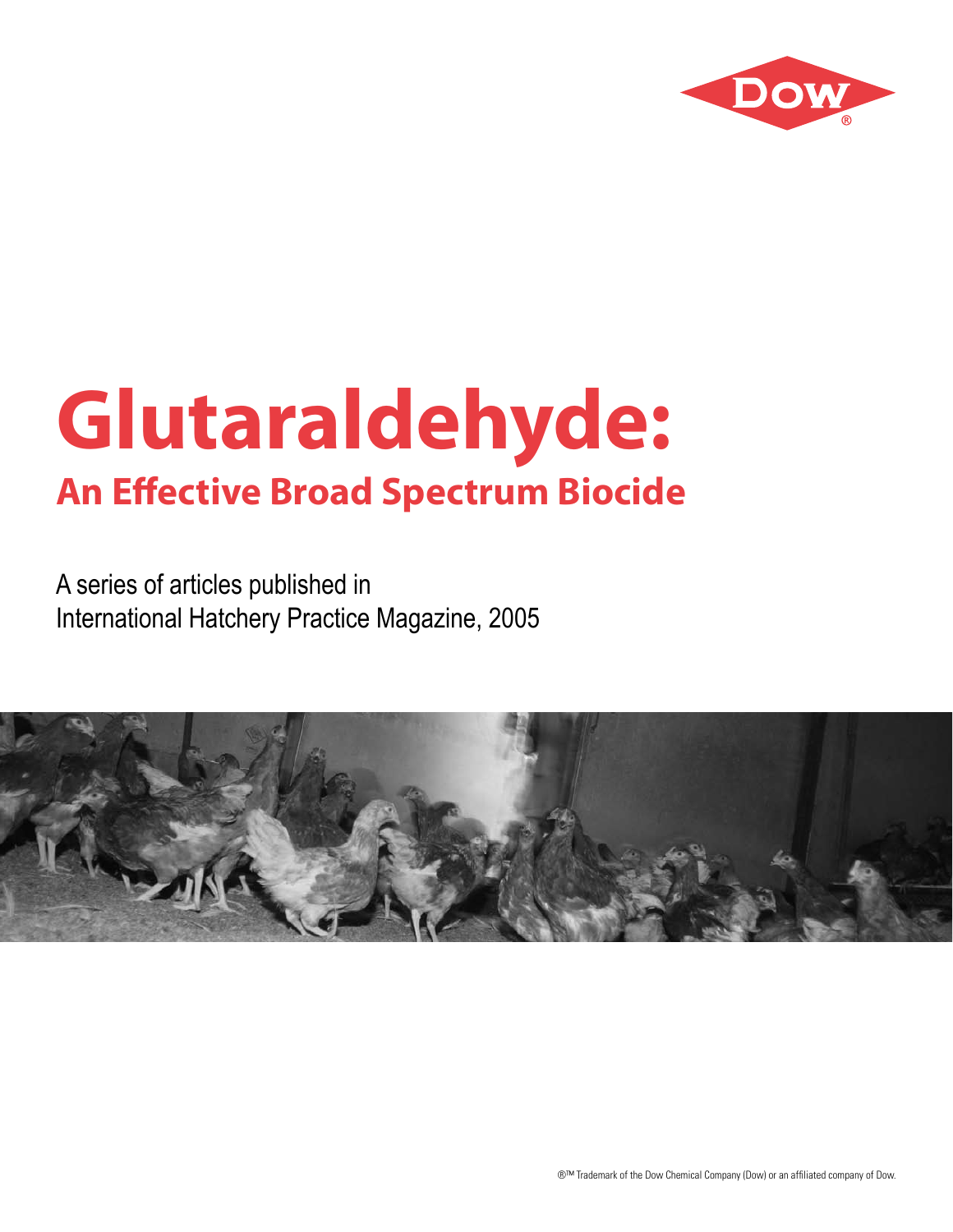# Glutaraldehyde:

## An Effective Broad Spectrum Biocide

A series of articles published in
International Hatchery Practice Magazine, 2005

®™ Trademark of the Dow Chemical Company (Dow) or an affiliated company of Dow.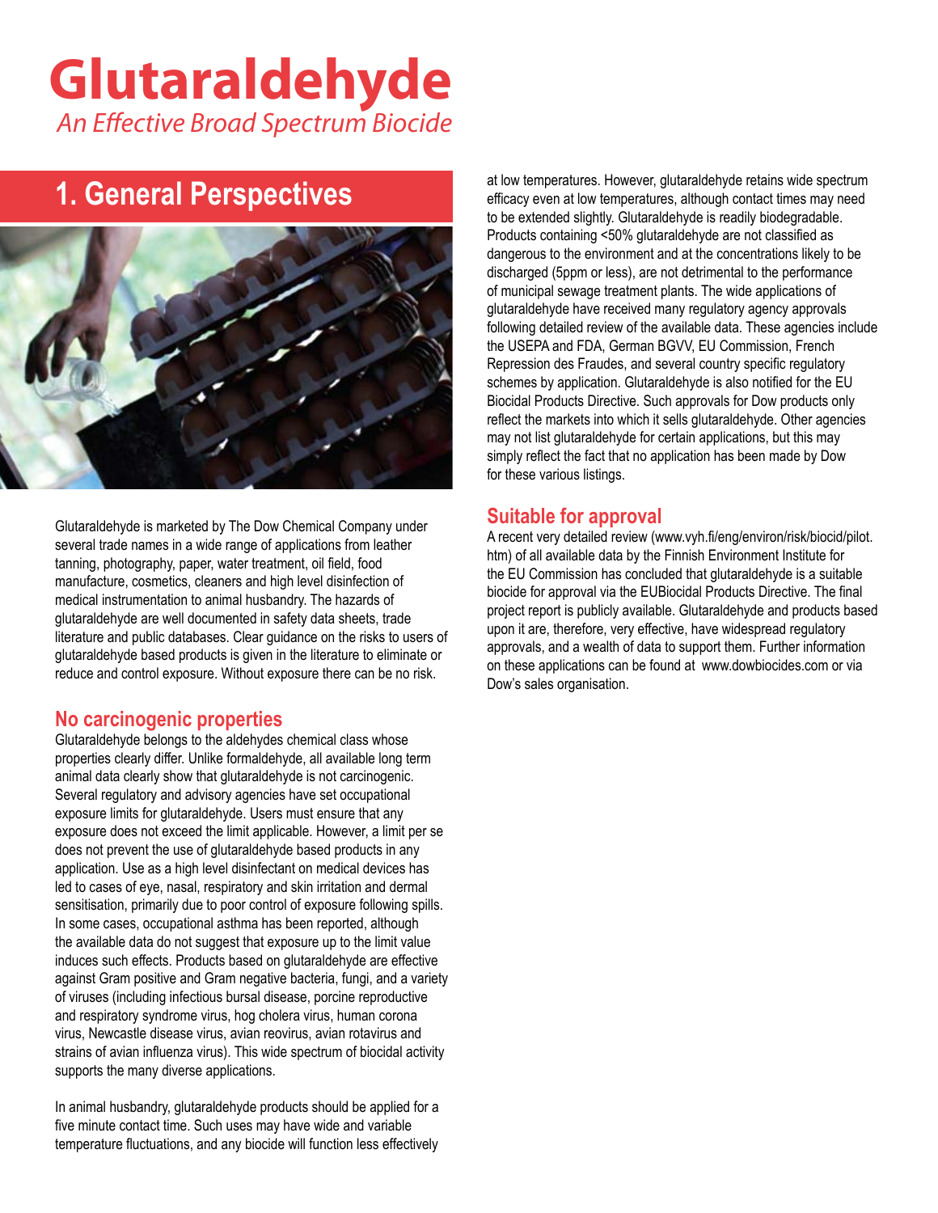# Glutaraldehyde

*An Effective Broad Spectrum Biocide*

## 1. General Perspectives

Glutaraldehyde is marketed by The Dow Chemical Company under several trade names in a wide range of applications from leather tanning, photography, paper, water treatment, oil field, food manufacture, cosmetics, cleaners and high level disinfection of medical instrumentation to animal husbandry. The hazards of glutaraldehyde are well documented in safety data sheets, trade literature and public databases. Clear guidance on the risks to users of glutaraldehyde based products is given in the literature to eliminate or reduce and control exposure. Without exposure there can be no risk.

### No carcinogenic properties

Glutaraldehyde belongs to the aldehydes chemical class whose properties clearly differ. Unlike formaldehyde, all available long term animal data clearly show that glutaraldehyde is not carcinogenic. Several regulatory and advisory agencies have set occupational exposure limits for glutaraldehyde. Users must ensure that any exposure does not exceed the limit applicable. However, a limit per se does not prevent the use of glutaraldehyde based products in any application. Use as a high level disinfectant on medical devices has led to cases of eye, nasal, respiratory and skin irritation and dermal sensitisation, primarily due to poor control of exposure following spills. In some cases, occupational asthma has been reported, although the available data do not suggest that exposure up to the limit value induces such effects. Products based on glutaraldehyde are effective against Gram positive and Gram negative bacteria, fungi, and a variety of viruses (including infectious bursal disease, porcine reproductive and respiratory syndrome virus, hog cholera virus, human corona virus, Newcastle disease virus, avian reovirus, avian rotavirus and strains of avian influenza virus). This wide spectrum of biocidal activity supports the many diverse applications.

In animal husbandry, glutaraldehyde products should be applied for a five minute contact time. Such uses may have wide and variable temperature fluctuations, and any biocide will function less effectively at low temperatures. However, glutaraldehyde retains wide spectrum efficacy even at low temperatures, although contact times may need to be extended slightly. Glutaraldehyde is readily biodegradable. Products containing <50% glutaraldehyde are not classified as dangerous to the environment and at the concentrations likely to be discharged (5ppm or less), are not detrimental to the performance of municipal sewage treatment plants. The wide applications of glutaraldehyde have received many regulatory agency approvals following detailed review of the available data. These agencies include the USEPA and FDA, German BGVV, EU Commission, French Repression des Fraudes, and several country specific regulatory schemes by application. Glutaraldehyde is also notified for the EU Biocidal Products Directive. Such approvals for Dow products only reflect the markets into which it sells glutaraldehyde. Other agencies may not list glutaraldehyde for certain applications, but this may simply reflect the fact that no application has been made by Dow for these various listings.

### Suitable for approval

A recent very detailed review (www.vyh.fi/eng/environ/risk/biocid/pilot.htm) of all available data by the Finnish Environment Institute for the EU Commission has concluded that glutaraldehyde is a suitable biocide for approval via the EUBiocidal Products Directive. The final project report is publicly available. Glutaraldehyde and products based upon it are, therefore, very effective, have widespread regulatory approvals, and a wealth of data to support them. Further information on these applications can be found at www.dowbiocides.com or via Dow's sales organisation.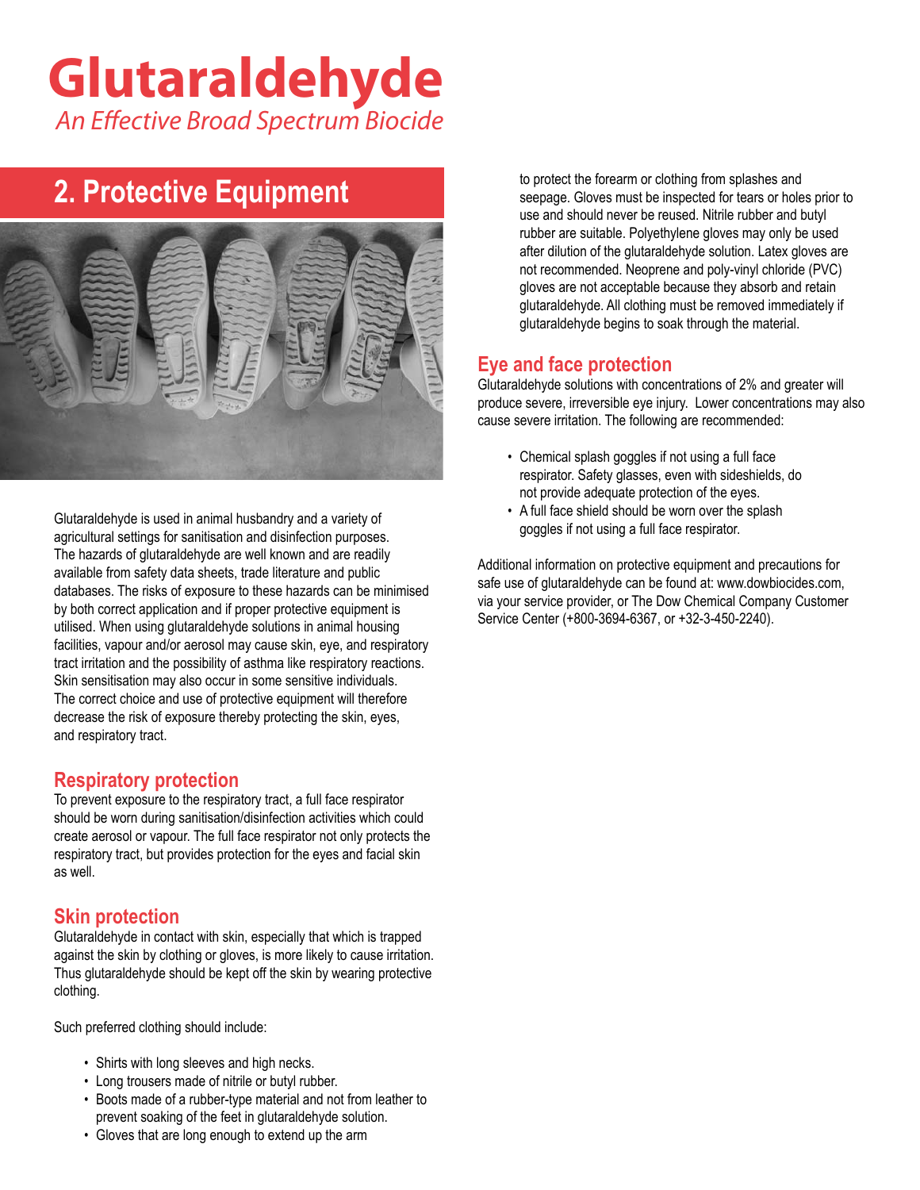# Glutaraldehyde

*An Effective Broad Spectrum Biocide*

## 2. Protective Equipment

Glutaraldehyde is used in animal husbandry and a variety of agricultural settings for sanitisation and disinfection purposes. The hazards of glutaraldehyde are well known and are readily available from safety data sheets, trade literature and public databases. The risks of exposure to these hazards can be minimised by both correct application and if proper protective equipment is utilised. When using glutaraldehyde solutions in animal housing facilities, vapour and/or aerosol may cause skin, eye, and respiratory tract irritation and the possibility of asthma like respiratory reactions. Skin sensitisation may also occur in some sensitive individuals. The correct choice and use of protective equipment will therefore decrease the risk of exposure thereby protecting the skin, eyes, and respiratory tract.

### Respiratory protection

To prevent exposure to the respiratory tract, a full face respirator should be worn during sanitisation/disinfection activities which could create aerosol or vapour. The full face respirator not only protects the respiratory tract, but provides protection for the eyes and facial skin as well.

### Skin protection

Glutaraldehyde in contact with skin, especially that which is trapped against the skin by clothing or gloves, is more likely to cause irritation. Thus glutaraldehyde should be kept off the skin by wearing protective clothing.

Such preferred clothing should include:

- Shirts with long sleeves and high necks.
- Long trousers made of nitrile or butyl rubber.
- Boots made of a rubber-type material and not from leather to prevent soaking of the feet in glutaraldehyde solution.
- Gloves that are long enough to extend up the arm to protect the forearm or clothing from splashes and seepage. Gloves must be inspected for tears or holes prior to use and should never be reused. Nitrile rubber and butyl rubber are suitable. Polyethylene gloves may only be used after dilution of the glutaraldehyde solution. Latex gloves are not recommended. Neoprene and poly-vinyl chloride (PVC) gloves are not acceptable because they absorb and retain glutaraldehyde. All clothing must be removed immediately if glutaraldehyde begins to soak through the material.

### Eye and face protection

Glutaraldehyde solutions with concentrations of 2% and greater will produce severe, irreversible eye injury. Lower concentrations may also cause severe irritation. The following are recommended:

- Chemical splash goggles if not using a full face respirator. Safety glasses, even with sideshields, do not provide adequate protection of the eyes.
- A full face shield should be worn over the splash goggles if not using a full face respirator.

Additional information on protective equipment and precautions for safe use of glutaraldehyde can be found at: www.dowbiocides.com, via your service provider, or The Dow Chemical Company Customer Service Center (+800-3694-6367, or +32-3-450-2240).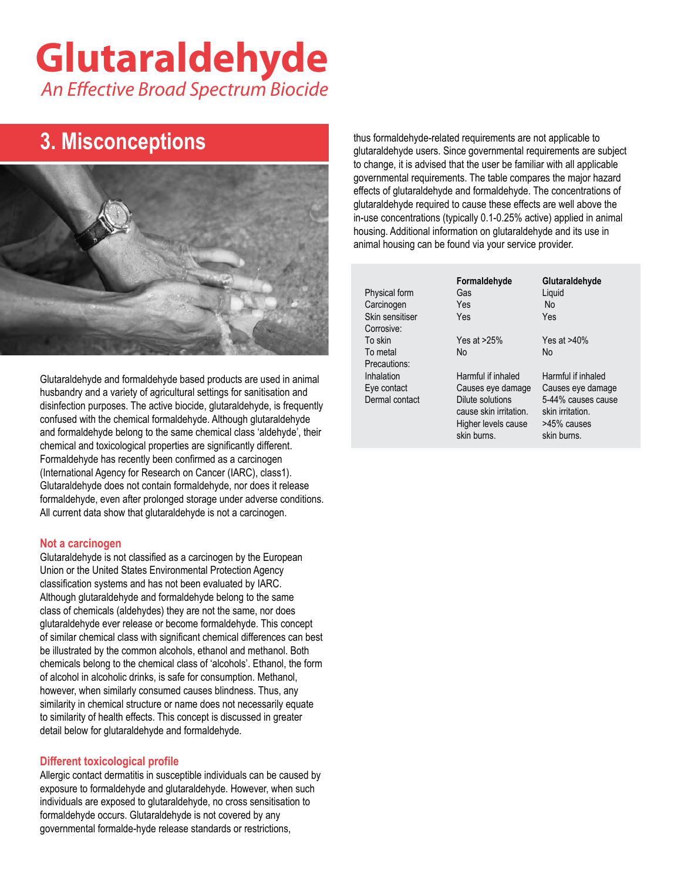# Glutaraldehyde

*An Effective Broad Spectrum Biocide*

## 3. Misconceptions

Glutaraldehyde and formaldehyde based products are used in animal husbandry and a variety of agricultural settings for sanitisation and disinfection purposes. The active biocide, glutaraldehyde, is frequently confused with the chemical formaldehyde. Although glutaraldehyde and formaldehyde belong to the same chemical class 'aldehyde', their chemical and toxicological properties are significantly different. Formaldehyde has recently been confirmed as a carcinogen (International Agency for Research on Cancer (IARC), class1). Glutaraldehyde does not contain formaldehyde, nor does it release formaldehyde, even after prolonged storage under adverse conditions. All current data show that glutaraldehyde is not a carcinogen.

### Not a carcinogen

Glutaraldehyde is not classified as a carcinogen by the European Union or the United States Environmental Protection Agency classification systems and has not been evaluated by IARC. Although glutaraldehyde and formaldehyde belong to the same class of chemicals (aldehydes) they are not the same, nor does glutaraldehyde ever release or become formaldehyde. This concept of similar chemical class with significant chemical differences can best be illustrated by the common alcohols, ethanol and methanol. Both chemicals belong to the chemical class of 'alcohols'. Ethanol, the form of alcohol in alcoholic drinks, is safe for consumption. Methanol, however, when similarly consumed causes blindness. Thus, any similarity in chemical structure or name does not necessarily equate to similarity of health effects. This concept is discussed in greater detail below for glutaraldehyde and formaldehyde.

### Different toxicological profile

Allergic contact dermatitis in susceptible individuals can be caused by exposure to formaldehyde and glutaraldehyde. However, when such individuals are exposed to glutaraldehyde, no cross sensitisation to formaldehyde occurs. Glutaraldehyde is not covered by any governmental formalde-hyde release standards or restrictions, thus formaldehyde-related requirements are not applicable to glutaraldehyde users. Since governmental requirements are subject to change, it is advised that the user be familiar with all applicable governmental requirements. The table compares the major hazard effects of glutaraldehyde and formaldehyde. The concentrations of glutaraldehyde required to cause these effects are well above the in-use concentrations (typically 0.1-0.25% active) applied in animal housing. Additional information on glutaraldehyde and its use in animal housing can be found via your service provider.

| | **Formaldehyde** | **Glutaraldehyde** |
|---|---|---|
| Physical form | Gas | Liquid |
| Carcinogen | Yes | No |
| Skin sensitiser | Yes | Yes |
| Corrosive: | | |
| To skin | Yes at >25% | Yes at >40% |
| To metal | No | No |
| Precautions: | | |
| Inhalation | Harmful if inhaled | Harmful if inhaled |
| Eye contact | Causes eye damage | Causes eye damage |
| Dermal contact | Dilute solutions cause skin irritation. Higher levels cause skin burns. | 5-44% causes cause skin irritation. >45% causes skin burns. |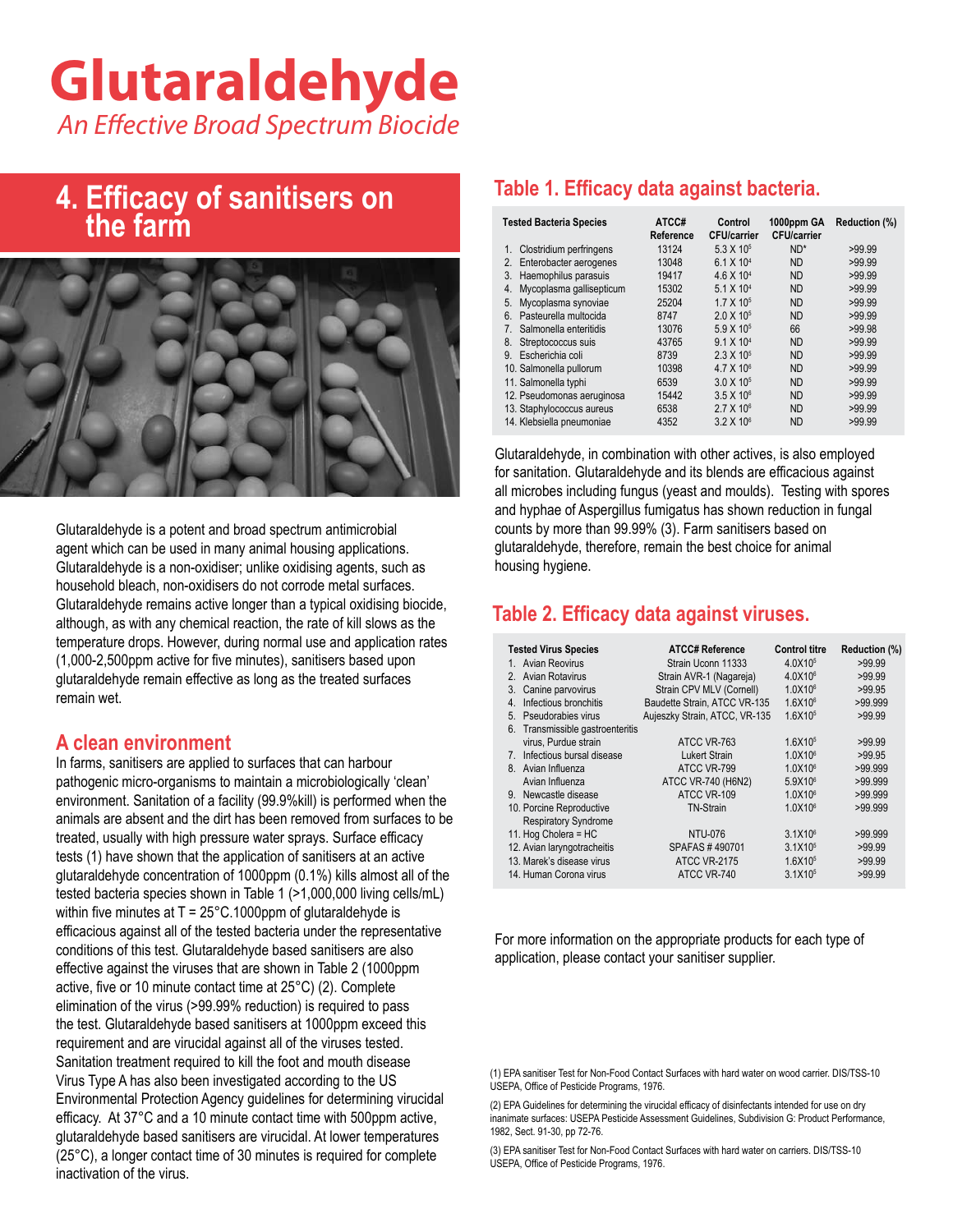# Glutaraldehyde

*An Effective Broad Spectrum Biocide*

## 4. Efficacy of sanitisers on the farm

Glutaraldehyde is a potent and broad spectrum antimicrobial agent which can be used in many animal housing applications. Glutaraldehyde is a non-oxidiser; unlike oxidising agents, such as household bleach, non-oxidisers do not corrode metal surfaces. Glutaraldehyde remains active longer than a typical oxidising biocide, although, as with any chemical reaction, the rate of kill slows as the temperature drops. However, during normal use and application rates (1,000-2,500ppm active for five minutes), sanitisers based upon glutaraldehyde remain effective as long as the treated surfaces remain wet.

### A clean environment

In farms, sanitisers are applied to surfaces that can harbour pathogenic micro-organisms to maintain a microbiologically 'clean' environment. Sanitation of a facility (99.9%kill) is performed when the animals are absent and the dirt has been removed from surfaces to be treated, usually with high pressure water sprays. Surface efficacy tests (1) have shown that the application of sanitisers at an active glutaraldehyde concentration of 1000ppm (0.1%) kills almost all of the tested bacteria species shown in Table 1 (>1,000,000 living cells/mL) within five minutes at T = 25°C.1000ppm of glutaraldehyde is efficacious against all of the tested bacteria under the representative conditions of this test. Glutaraldehyde based sanitisers are also effective against the viruses that are shown in Table 2 (1000ppm active, five or 10 minute contact time at 25°C) (2). Complete elimination of the virus (>99.99% reduction) is required to pass the test. Glutaraldehyde based sanitisers at 1000ppm exceed this requirement and are virucidal against all of the viruses tested. Sanitation treatment required to kill the foot and mouth disease Virus Type A has also been investigated according to the US Environmental Protection Agency guidelines for determining virucidal efficacy. At 37°C and a 10 minute contact time with 500ppm active, glutaraldehyde based sanitisers are virucidal. At lower temperatures (25°C), a longer contact time of 30 minutes is required for complete inactivation of the virus.

## Table 1. Efficacy data against bacteria.

| Tested Bacteria Species | ATCC# Reference | Control CFU/carrier | 1000ppm GA CFU/carrier | Reduction (%) |
|---|---|---|---|---|
| 1. Clostridium perfringens | 13124 | $5.3 \times 10^5$ | ND* | >99.99 |
| 2. Enterobacter aerogenes | 13048 | $6.1 \times 10^4$ | ND | >99.99 |
| 3. Haemophilus parasuis | 19417 | $4.6 \times 10^4$ | ND | >99.99 |
| 4. Mycoplasma gallisepticum | 15302 | $5.1 \times 10^4$ | ND | >99.99 |
| 5. Mycoplasma synoviae | 25204 | $1.7 \times 10^5$ | ND | >99.99 |
| 6. Pasteurella multocida | 8747 | $2.0 \times 10^5$ | ND | >99.99 |
| 7. Salmonella enteritidis | 13076 | $5.9 \times 10^5$ | 66 | >99.98 |
| 8. Streptococcus suis | 43765 | $9.1 \times 10^4$ | ND | >99.99 |
| 9. Escherichia coli | 8739 | $2.3 \times 10^5$ | ND | >99.99 |
| 10. Salmonella pullorum | 10398 | $4.7 \times 10^6$ | ND | >99.99 |
| 11. Salmonella typhi | 6539 | $3.0 \times 10^5$ | ND | >99.99 |
| 12. Pseudomonas aeruginosa | 15442 | $3.5 \times 10^6$ | ND | >99.99 |
| 13. Staphylococcus aureus | 6538 | $2.7 \times 10^6$ | ND | >99.99 |
| 14. Klebsiella pneumoniae | 4352 | $3.2 \times 10^6$ | ND | >99.99 |

Glutaraldehyde, in combination with other actives, is also employed for sanitation. Glutaraldehyde and its blends are efficacious against all microbes including fungus (yeast and moulds). Testing with spores and hyphae of Aspergillus fumigatus has shown reduction in fungal counts by more than 99.99% (3). Farm sanitisers based on glutaraldehyde, therefore, remain the best choice for animal housing hygiene.

## Table 2. Efficacy data against viruses.

| Tested Virus Species | ATCC# Reference | Control titre | Reduction (%) |
|---|---|---|---|
| 1. Avian Reovirus | Strain Uconn 11333 | $4.0 \times 10^5$ | >99.99 |
| 2. Avian Rotavirus | Strain AVR-1 (Nagareja) | $4.0 \times 10^6$ | >99.99 |
| 3. Canine parvovirus | Strain CPV MLV (Cornell) | $1.0 \times 10^6$ | >99.95 |
| 4. Infectious bronchitis | Baudette Strain, ATCC VR-135 | $1.6 \times 10^6$ | >99.999 |
| 5. Pseudorabies virus | Aujeszky Strain, ATCC, VR-135 | $1.6 \times 10^5$ | >99.99 |
| 6. Transmissible gastroenteritis virus, Purdue strain | ATCC VR-763 | $1.6 \times 10^5$ | >99.99 |
| 7. Infectious bursal disease | Lukert Strain | $1.0 \times 10^6$ | >99.95 |
| 8. Avian Influenza | ATCC VR-799 | $1.0 \times 10^6$ | >99.999 |
| Avian Influenza | ATCC VR-740 (H6N2) | $5.9 \times 10^6$ | >99.999 |
| 9. Newcastle disease | ATCC VR-109 | $1.0 \times 10^6$ | >99.999 |
| 10. Porcine Reproductive Respiratory Syndrome | TN-Strain | $1.0 \times 10^6$ | >99.999 |
| 11. Hog Cholera = HC | NTU-076 | $3.1 \times 10^6$ | >99.999 |
| 12. Avian laryngotracheitis | SPAFAS # 490701 | $3.1 \times 10^5$ | >99.99 |
| 13. Marek's disease virus | ATCC VR-2175 | $1.6 \times 10^5$ | >99.99 |
| 14. Human Corona virus | ATCC VR-740 | $3.1 \times 10^5$ | >99.99 |

For more information on the appropriate products for each type of application, please contact your sanitiser supplier.

(1) EPA sanitiser Test for Non-Food Contact Surfaces with hard water on wood carrier. DIS/TSS-10 USEPA, Office of Pesticide Programs, 1976.

(2) EPA Guidelines for determining the virucidal efficacy of disinfectants intended for use on dry inanimate surfaces: USEPA Pesticide Assessment Guidelines, Subdivision G: Product Performance, 1982, Sect. 91-30, pp 72-76.

(3) EPA sanitiser Test for Non-Food Contact Surfaces with hard water on carriers. DIS/TSS-10 USEPA, Office of Pesticide Programs, 1976.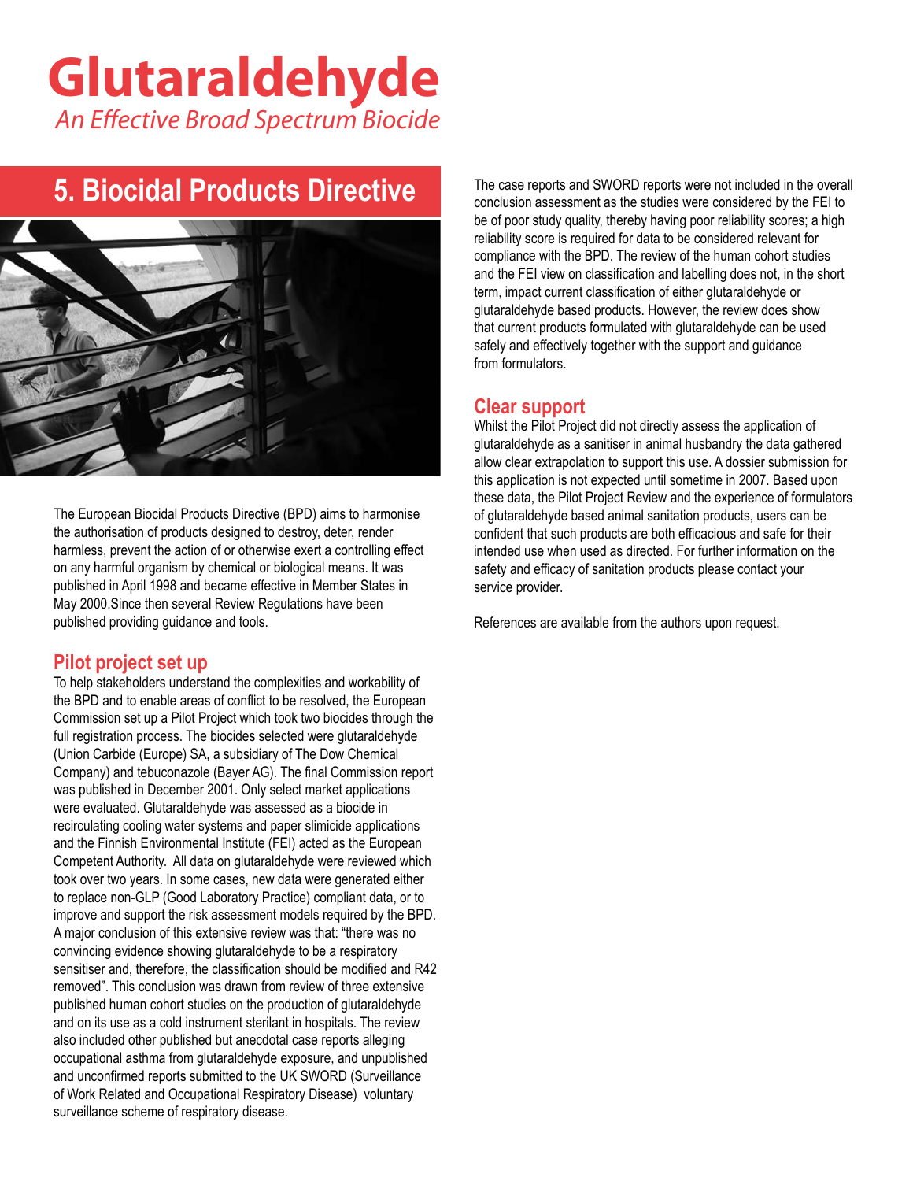# Glutaraldehyde

*An Effective Broad Spectrum Biocide*

## 5. Biocidal Products Directive

The European Biocidal Products Directive (BPD) aims to harmonise the authorisation of products designed to destroy, deter, render harmless, prevent the action of or otherwise exert a controlling effect on any harmful organism by chemical or biological means. It was published in April 1998 and became effective in Member States in May 2000.Since then several Review Regulations have been published providing guidance and tools.

### Pilot project set up

To help stakeholders understand the complexities and workability of the BPD and to enable areas of conflict to be resolved, the European Commission set up a Pilot Project which took two biocides through the full registration process. The biocides selected were glutaraldehyde (Union Carbide (Europe) SA, a subsidiary of The Dow Chemical Company) and tebuconazole (Bayer AG). The final Commission report was published in December 2001. Only select market applications were evaluated. Glutaraldehyde was assessed as a biocide in recirculating cooling water systems and paper slimicide applications and the Finnish Environmental Institute (FEI) acted as the European Competent Authority. All data on glutaraldehyde were reviewed which took over two years. In some cases, new data were generated either to replace non-GLP (Good Laboratory Practice) compliant data, or to improve and support the risk assessment models required by the BPD. A major conclusion of this extensive review was that: "there was no convincing evidence showing glutaraldehyde to be a respiratory sensitiser and, therefore, the classification should be modified and R42 removed". This conclusion was drawn from review of three extensive published human cohort studies on the production of glutaraldehyde and on its use as a cold instrument sterilant in hospitals. The review also included other published but anecdotal case reports alleging occupational asthma from glutaraldehyde exposure, and unpublished and unconfirmed reports submitted to the UK SWORD (Surveillance of Work Related and Occupational Respiratory Disease) voluntary surveillance scheme of respiratory disease.

The case reports and SWORD reports were not included in the overall conclusion assessment as the studies were considered by the FEI to be of poor study quality, thereby having poor reliability scores; a high reliability score is required for data to be considered relevant for compliance with the BPD. The review of the human cohort studies and the FEI view on classification and labelling does not, in the short term, impact current classification of either glutaraldehyde or glutaraldehyde based products. However, the review does show that current products formulated with glutaraldehyde can be used safely and effectively together with the support and guidance from formulators.

### Clear support

Whilst the Pilot Project did not directly assess the application of glutaraldehyde as a sanitiser in animal husbandry the data gathered allow clear extrapolation to support this use. A dossier submission for this application is not expected until sometime in 2007. Based upon these data, the Pilot Project Review and the experience of formulators of glutaraldehyde based animal sanitation products, users can be confident that such products are both efficacious and safe for their intended use when used as directed. For further information on the safety and efficacy of sanitation products please contact your service provider.

References are available from the authors upon request.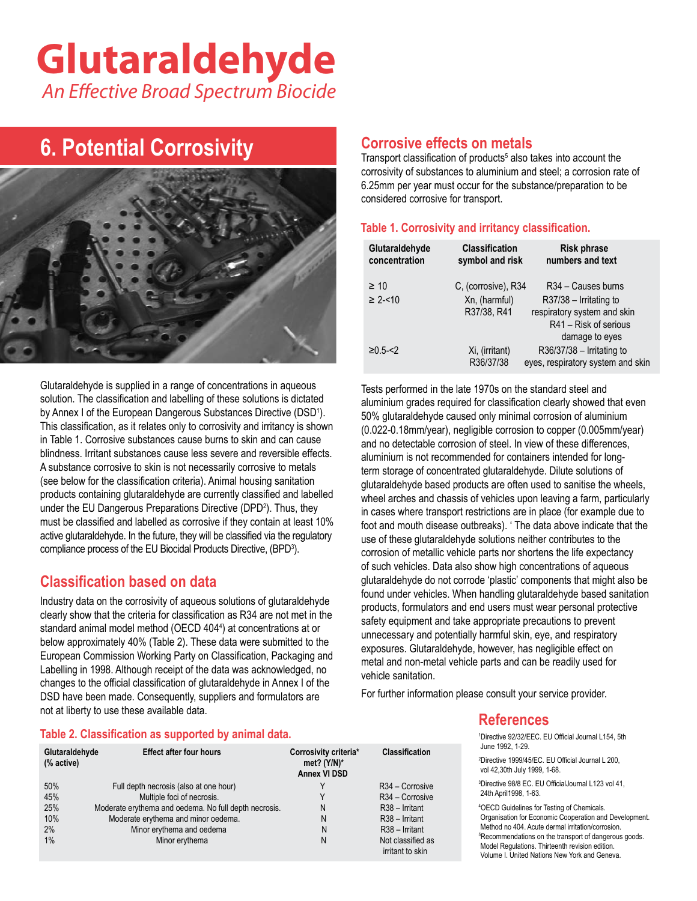# Glutaraldehyde

*An Effective Broad Spectrum Biocide*

## 6. Potential Corrosivity

Glutaraldehyde is supplied in a range of concentrations in aqueous solution. The classification and labelling of these solutions is dictated by Annex I of the European Dangerous Substances Directive (DSD[1]). This classification, as it relates only to corrosivity and irritancy is shown in Table 1. Corrosive substances cause burns to skin and can cause blindness. Irritant substances cause less severe and reversible effects. A substance corrosive to skin is not necessarily corrosive to metals (see below for the classification criteria). Animal housing sanitation products containing glutaraldehyde are currently classified and labelled under the EU Dangerous Preparations Directive (DPD[2]). Thus, they must be classified and labelled as corrosive if they contain at least 10% active glutaraldehyde. In the future, they will be classified via the regulatory compliance process of the EU Biocidal Products Directive, (BPD[3]).

### Classification based on data

Industry data on the corrosivity of aqueous solutions of glutaraldehyde clearly show that the criteria for classification as R34 are not met in the standard animal model method (OECD 404[4]) at concentrations at or below approximately 40% (Table 2). These data were submitted to the European Commission Working Party on Classification, Packaging and Labelling in 1998. Although receipt of the data was acknowledged, no changes to the official classification of glutaraldehyde in Annex I of the DSD have been made. Consequently, suppliers and formulators are not at liberty to use these available data.

**Table 2. Classification as supported by animal data.**

| Glutaraldehyde (% active) | Effect after four hours | Corrosivity criteria* met? (Y/N)* Annex VI DSD | Classification |
|---|---|---|---|
| 50% | Full depth necrosis (also at one hour) | Y | R34 – Corrosive |
| 45% | Multiple foci of necrosis. | Y | R34 – Corrosive |
| 25% | Moderate erythema and oedema. No full depth necrosis. | N | R38 – Irritant |
| 10% | Moderate erythema and minor oedema. | N | R38 – Irritant |
| 2% | Minor erythema and oedema | N | R38 – Irritant |
| 1% | Minor erythema | N | Not classified as irritant to skin |

### Corrosive effects on metals

Transport classification of products[5] also takes into account the corrosivity of substances to aluminium and steel; a corrosion rate of 6.25mm per year must occur for the substance/preparation to be considered corrosive for transport.

**Table 1. Corrosivity and irritancy classification.**

| Glutaraldehyde concentration | Classification symbol and risk | Risk phrase numbers and text |
|---|---|---|
| ≥ 10 | C, (corrosive), R34 | R34 – Causes burns |
| ≥ 2-<10 | Xn, (harmful) R37/38, R41 | R37/38 – Irritating to respiratory system and skin<br>R41 – Risk of serious damage to eyes |
| ≥0.5-<2 | Xi, (irritant) R36/37/38 | R36/37/38 – Irritating to eyes, respiratory system and skin |

Tests performed in the late 1970s on the standard steel and aluminium grades required for classification clearly showed that even 50% glutaraldehyde caused only minimal corrosion of aluminium (0.022-0.18mm/year), negligible corrosion to copper (0.005mm/year) and no detectable corrosion of steel. In view of these differences, aluminium is not recommended for containers intended for long-term storage of concentrated glutaraldehyde. Dilute solutions of glutaraldehyde based products are often used to sanitise the wheels, wheel arches and chassis of vehicles upon leaving a farm, particularly in cases where transport restrictions are in place (for example due to foot and mouth disease outbreaks). ' The data above indicate that the use of these glutaraldehyde solutions neither contributes to the corrosion of metallic vehicle parts nor shortens the life expectancy of such vehicles. Data also show high concentrations of aqueous glutaraldehyde do not corrode 'plastic' components that might also be found under vehicles. When handling glutaraldehyde based sanitation products, formulators and end users must wear personal protective safety equipment and take appropriate precautions to prevent unnecessary and potentially harmful skin, eye, and respiratory exposures. Glutaraldehyde, however, has negligible effect on metal and non-metal vehicle parts and can be readily used for vehicle sanitation.

For further information please consult your service provider.

### References

[1] Directive 92/32/EEC. EU Official Journal L154, 5th June 1992, 1-29.

[2] Directive 1999/45/EC. EU Official Journal L 200, vol 42,30th July 1999, 1-68.

[3] Directive 98/8 EC. EU OfficialJournal L123 vol 41, 24th April1998, 1-63.

[4] OECD Guidelines for Testing of Chemicals. Organisation for Economic Cooperation and Development. Method no 404. Acute dermal irritation/corrosion.

[5] Recommendations on the transport of dangerous goods. Model Regulations. Thirteenth revision edition. Volume I. United Nations New York and Geneva.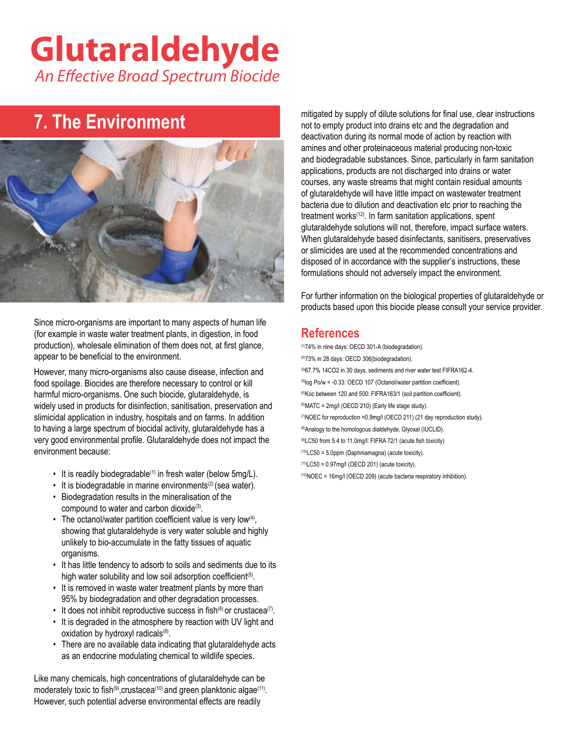# Glutaraldehyde

*An Effective Broad Spectrum Biocide*

## 7. The Environment

Since micro-organisms are important to many aspects of human life (for example in waste water treatment plants, in digestion, in food production), wholesale elimination of them does not, at first glance, appear to be beneficial to the environment.

However, many micro-organisms also cause disease, infection and food spoilage. Biocides are therefore necessary to control or kill harmful micro-organisms. One such biocide, glutaraldehyde, is widely used in products for disinfection, sanitisation, preservation and slimicidal application in industry, hospitals and on farms. In addition to having a large spectrum of biocidal activity, glutaraldehyde has a very good environmental profile. Glutaraldehyde does not impact the environment because:

- It is readily biodegradable[1] in fresh water (below 5mg/L).
- It is biodegradable in marine environments[2] (sea water).
- Biodegradation results in the mineralisation of the compound to water and carbon dioxide[3].
- The octanol/water partition coefficient value is very low[4], showing that glutaraldehyde is very water soluble and highly unlikely to bio-accumulate in the fatty tissues of aquatic organisms.
- It has little tendency to adsorb to soils and sediments due to its high water solubility and low soil adsorption coefficient[5].
- It is removed in waste water treatment plants by more than 95% by biodegradation and other degradation processes.
- It does not inhibit reproductive success in fish[6] or crustacea[7].
- It is degraded in the atmosphere by reaction with UV light and oxidation by hydroxyl radicals[8].
- There are no available data indicating that glutaraldehyde acts as an endocrine modulating chemical to wildlife species.

Like many chemicals, high concentrations of glutaraldehyde can be moderately toxic to fish[9], crustacea[10] and green planktonic algae[11]. However, such potential adverse environmental effects are readily mitigated by supply of dilute solutions for final use, clear instructions not to empty product into drains etc and the degradation and deactivation during its normal mode of action by reaction with amines and other proteinaceous material producing non-toxic and biodegradable substances. Since, particularly in farm sanitation applications, products are not discharged into drains or water courses, any waste streams that might contain residual amounts of glutaraldehyde will have little impact on wastewater treatment bacteria due to dilution and deactivation etc prior to reaching the treatment works[12]. In farm sanitation applications, spent glutaraldehyde solutions will not, therefore, impact surface waters. When glutaraldehyde based disinfectants, sanitisers, preservatives or slimicides are used at the recommended concentrations and disposed of in accordance with the supplier's instructions, these formulations should not adversely impact the environment.

For further information on the biological properties of glutaraldehyde or products based upon this biocide please consult your service provider.

## References

[1] 74% in nine days: OECD 301-A (biodegradation).

[2] 73% in 28 days: OECD 306(biodegradation).

[3] 67.7% 14CO2 in 30 days, sediments and river water test FIFRA162-4.

[4] log Po/w = -0.33: OECD 107 (Octanol/water partition coefficient).

[5] Koc between 120 and 500: FIFRA163/1 (soil partition coefficient).

[6] MATC = 2mg/l (OECD 210) (Early life stage study).

[7] NOEC for reproduction =0.9mg/l (OECD 211) (21 day reproduction study).

[8] Analogy to the homologous dialdehyde, Glyoxal (IUCLID).

[9] LC50 from 5.4 to 11.0mg/l: FIFRA 72/1 (acute fish toxicity)

[10] LC50 = 5.0ppm (Daphniamagna) (acute toxicity).

[11] LC50 = 0.97mg/l (OECD 201) (acute toxicity).

[12] NOEC = 16mg/l (OECD 209) (acute bacteria respiratory inhibition).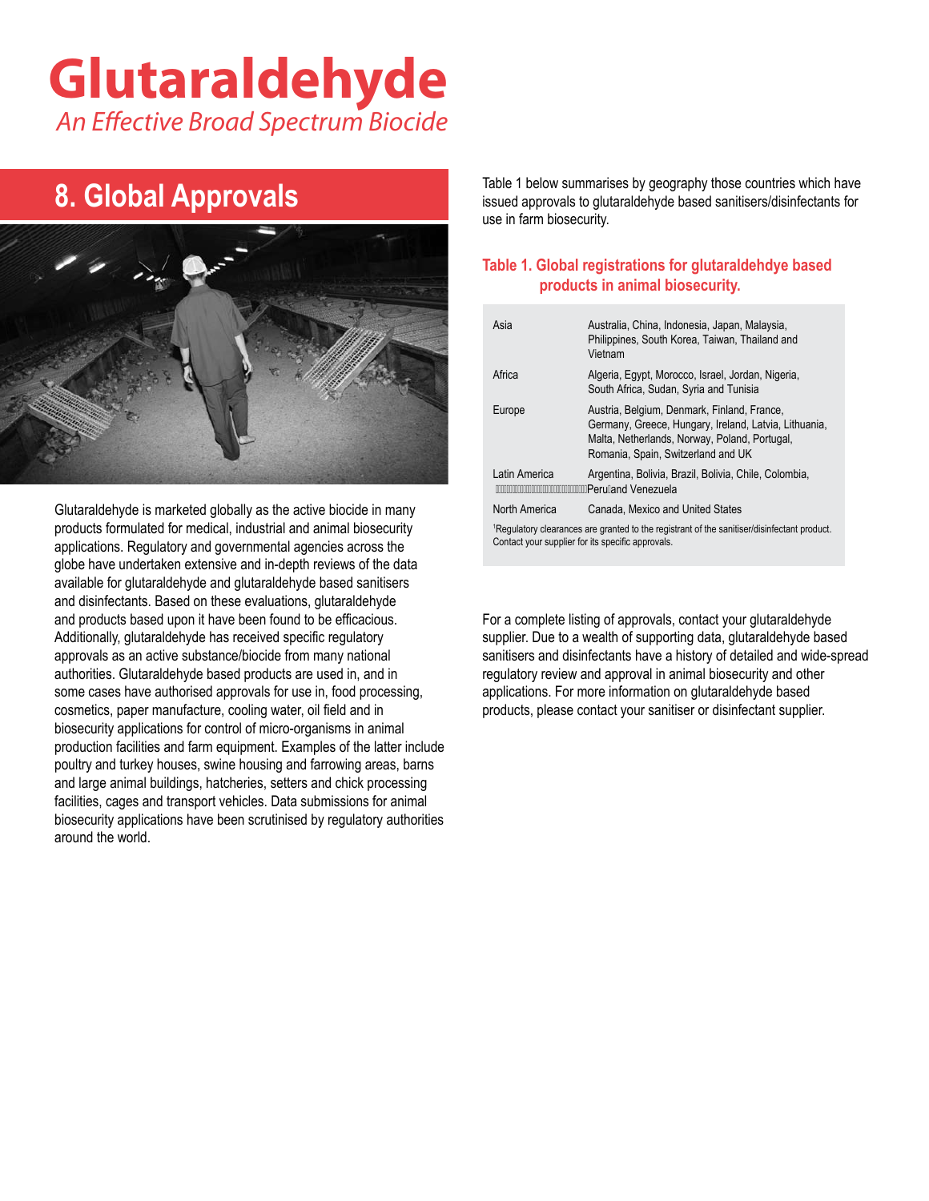# Glutaraldehyde

*An Effective Broad Spectrum Biocide*

## 8. Global Approvals

Glutaraldehyde is marketed globally as the active biocide in many products formulated for medical, industrial and animal biosecurity applications. Regulatory and governmental agencies across the globe have undertaken extensive and in-depth reviews of the data available for glutaraldehyde and glutaraldehyde based sanitisers and disinfectants. Based on these evaluations, glutaraldehyde and products based upon it have been found to be efficacious. Additionally, glutaraldehyde has received specific regulatory approvals as an active substance/biocide from many national authorities. Glutaraldehyde based products are used in, and in some cases have authorised approvals for use in, food processing, cosmetics, paper manufacture, cooling water, oil field and in biosecurity applications for control of micro-organisms in animal production facilities and farm equipment. Examples of the latter include poultry and turkey houses, swine housing and farrowing areas, barns and large animal buildings, hatcheries, setters and chick processing facilities, cages and transport vehicles. Data submissions for animal biosecurity applications have been scrutinised by regulatory authorities around the world.

Table 1 below summarises by geography those countries which have issued approvals to glutaraldehyde based sanitisers/disinfectants for use in farm biosecurity.

**Table 1. Global registrations for glutaraldehdye based products in animal biosecurity.**

| Region | Countries |
|---|---|
| Asia | Australia, China, Indonesia, Japan, Malaysia, Philippines, South Korea, Taiwan, Thailand and Vietnam |
| Africa | Algeria, Egypt, Morocco, Israel, Jordan, Nigeria, South Africa, Sudan, Syria and Tunisia |
| Europe | Austria, Belgium, Denmark, Finland, France, Germany, Greece, Hungary, Ireland, Latvia, Lithuania, Malta, Netherlands, Norway, Poland, Portugal, Romania, Spain, Switzerland and UK |
| Latin America | Argentina, Bolivia, Brazil, Bolivia, Chile, Colombia, Peru and Venezuela |
| North America | Canada, Mexico and United States |

[1]Regulatory clearances are granted to the registrant of the sanitiser/disinfectant product. Contact your supplier for its specific approvals.

For a complete listing of approvals, contact your glutaraldehyde supplier. Due to a wealth of supporting data, glutaraldehyde based sanitisers and disinfectants have a history of detailed and wide-spread regulatory review and approval in animal biosecurity and other applications. For more information on glutaraldehyde based products, please contact your sanitiser or disinfectant supplier.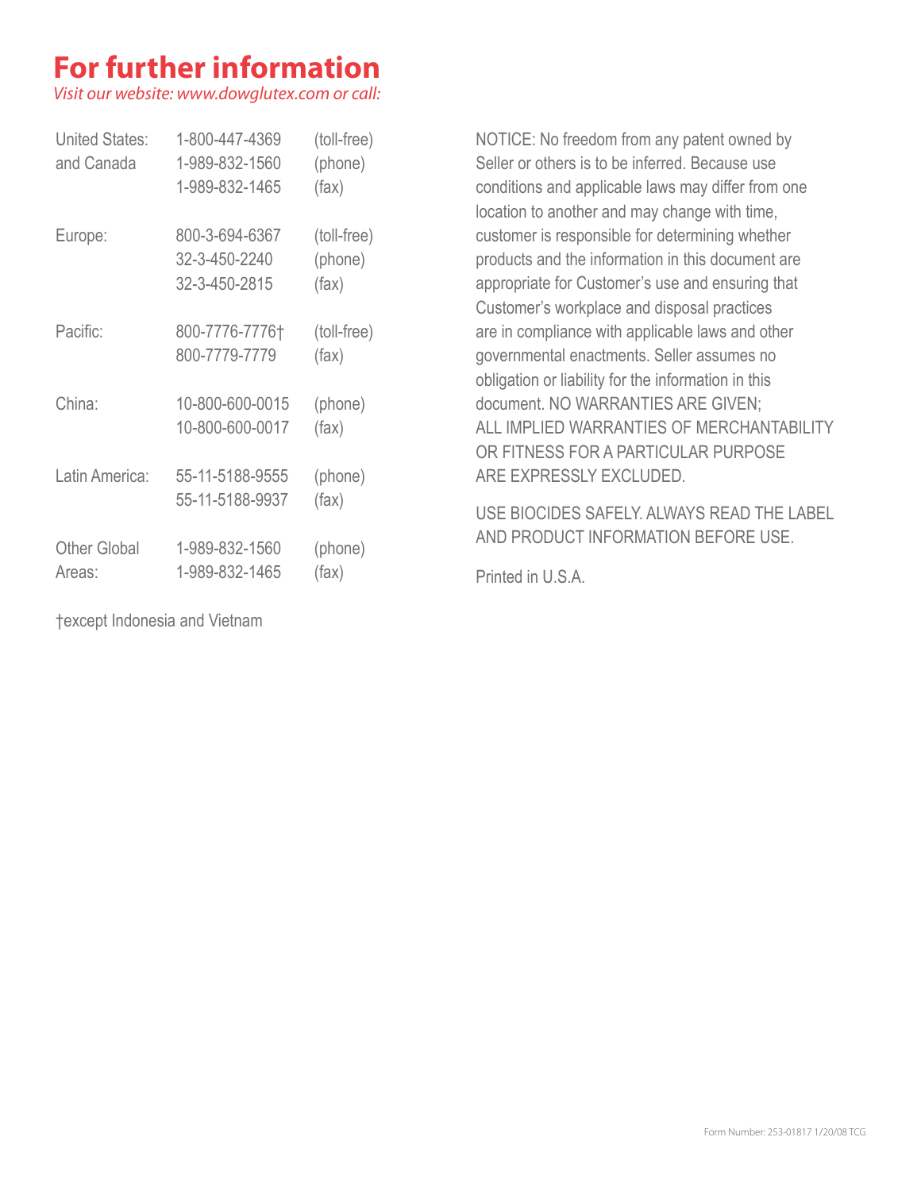# For further information

*Visit our website: www.dowglutex.com or call:*

| | | |
|---|---|---|
| United States: and Canada | 1-800-447-4369 | (toll-free) |
| | 1-989-832-1560 | (phone) |
| | 1-989-832-1465 | (fax) |
| Europe: | 800-3-694-6367 | (toll-free) |
| | 32-3-450-2240 | (phone) |
| | 32-3-450-2815 | (fax) |
| Pacific: | 800-7776-7776† | (toll-free) |
| | 800-7779-7779 | (fax) |
| China: | 10-800-600-0015 | (phone) |
| | 10-800-600-0017 | (fax) |
| Latin America: | 55-11-5188-9555 | (phone) |
| | 55-11-5188-9937 | (fax) |
| Other Global Areas: | 1-989-832-1560 | (phone) |
| | 1-989-832-1465 | (fax) |

†except Indonesia and Vietnam

NOTICE: No freedom from any patent owned by Seller or others is to be inferred. Because use conditions and applicable laws may differ from one location to another and may change with time, customer is responsible for determining whether products and the information in this document are appropriate for Customer's use and ensuring that Customer's workplace and disposal practices are in compliance with applicable laws and other governmental enactments. Seller assumes no obligation or liability for the information in this document. NO WARRANTIES ARE GIVEN; ALL IMPLIED WARRANTIES OF MERCHANTABILITY OR FITNESS FOR A PARTICULAR PURPOSE ARE EXPRESSLY EXCLUDED.

USE BIOCIDES SAFELY. ALWAYS READ THE LABEL AND PRODUCT INFORMATION BEFORE USE.

Printed in U.S.A.

Form Number: 253-01817 1/20/08 TCG